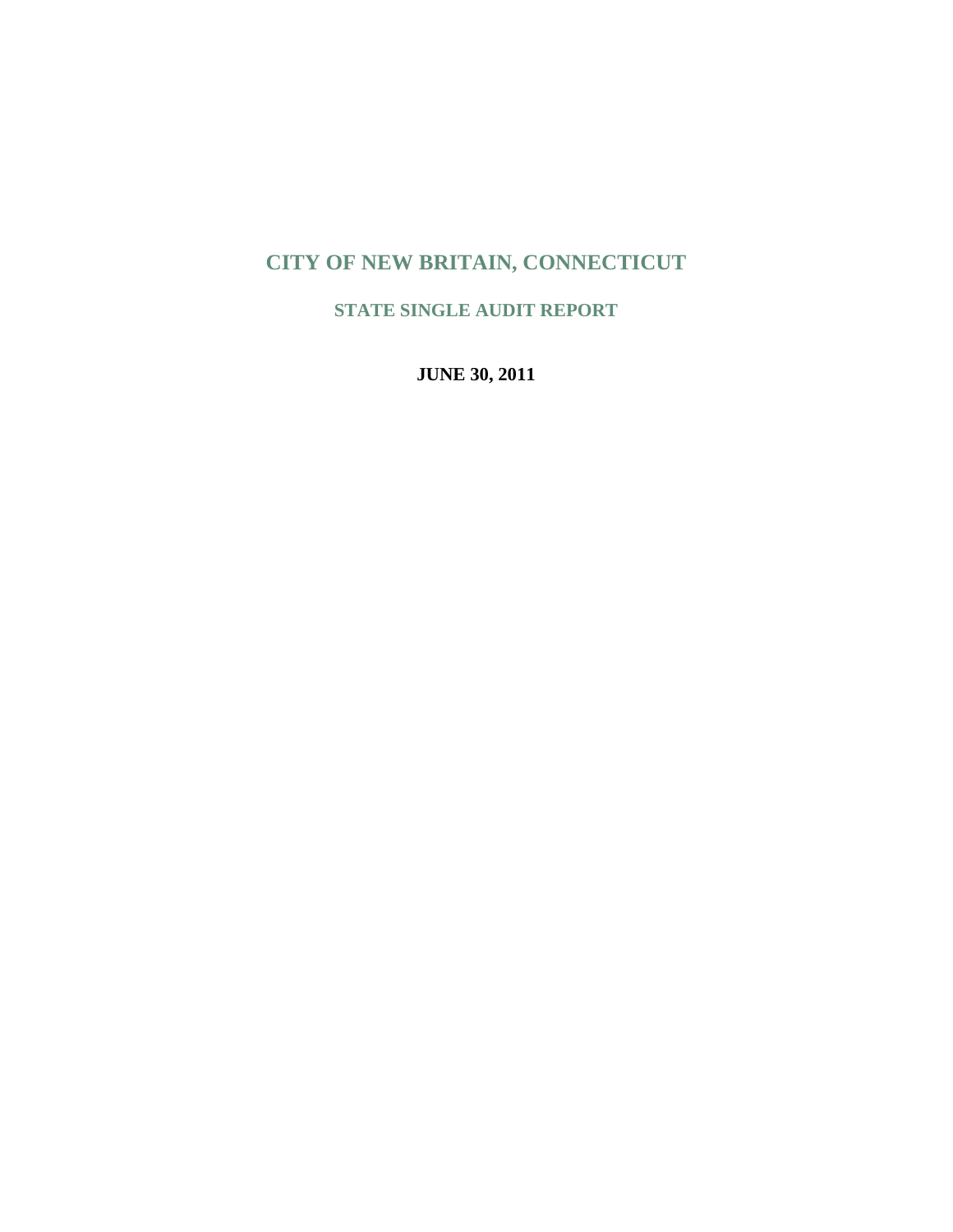# CITY OF NEW BRITAIN, CONNECTICUT

## STATE SINGLE AUDIT REPORT

**JUNE 30, 2011**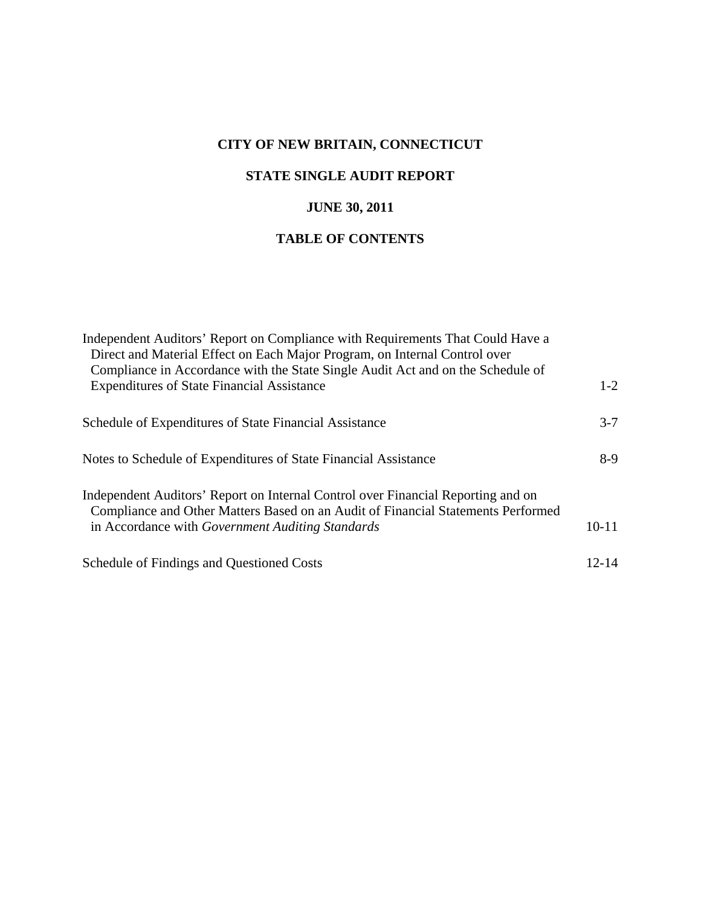# CITY OF NEW BRITAIN, CONNECTICUT

## STATE SINGLE AUDIT REPORT

## JUNE 30, 2011

## TABLE OF CONTENTS

| | |
|---|---|
| Independent Auditors' Report on Compliance with Requirements That Could Have a Direct and Material Effect on Each Major Program, on Internal Control over Compliance in Accordance with the State Single Audit Act and on the Schedule of Expenditures of State Financial Assistance | 1-2 |
| Schedule of Expenditures of State Financial Assistance | 3-7 |
| Notes to Schedule of Expenditures of State Financial Assistance | 8-9 |
| Independent Auditors' Report on Internal Control over Financial Reporting and on Compliance and Other Matters Based on an Audit of Financial Statements Performed in Accordance with *Government Auditing Standards* | 10-11 |
| Schedule of Findings and Questioned Costs | 12-14 |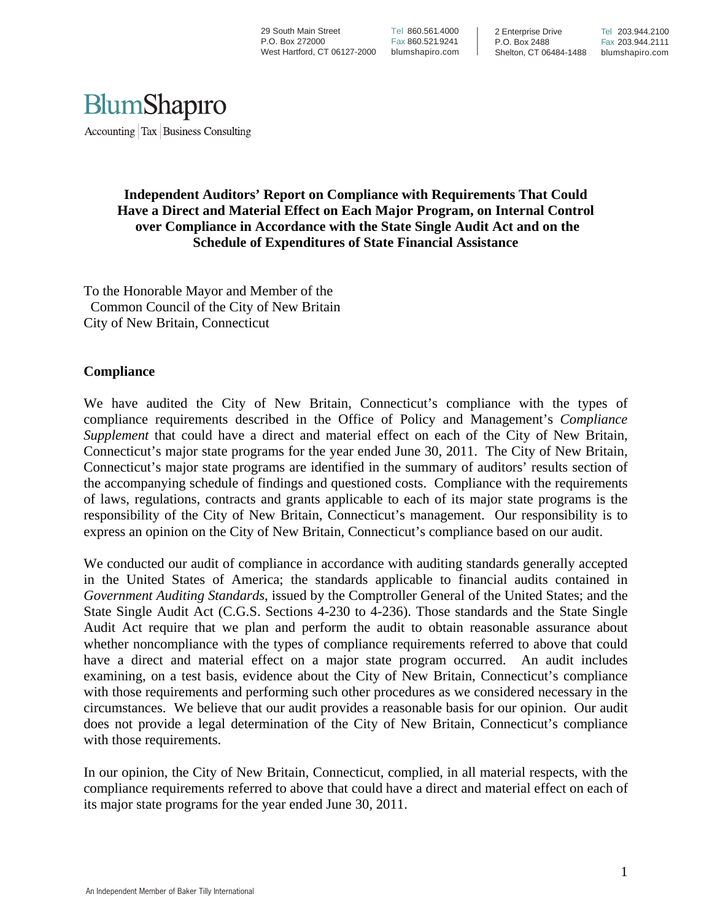29 South Main Street
P.O. Box 272000
West Hartford, CT 06127-2000

Tel 860.561.4000
Fax 860.521.9241
blumshapiro.com

2 Enterprise Drive
P.O. Box 2488
Shelton, CT 06484-1488

Tel 203.944.2100
Fax 203.944.2111
blumshapiro.com

BlumShapiro
Accounting | Tax | Business Consulting

**Independent Auditors' Report on Compliance with Requirements That Could Have a Direct and Material Effect on Each Major Program, on Internal Control over Compliance in Accordance with the State Single Audit Act and on the Schedule of Expenditures of State Financial Assistance**

To the Honorable Mayor and Member of the
Common Council of the City of New Britain
City of New Britain, Connecticut

## Compliance

We have audited the City of New Britain, Connecticut's compliance with the types of compliance requirements described in the Office of Policy and Management's *Compliance Supplement* that could have a direct and material effect on each of the City of New Britain, Connecticut's major state programs for the year ended June 30, 2011. The City of New Britain, Connecticut's major state programs are identified in the summary of auditors' results section of the accompanying schedule of findings and questioned costs. Compliance with the requirements of laws, regulations, contracts and grants applicable to each of its major state programs is the responsibility of the City of New Britain, Connecticut's management. Our responsibility is to express an opinion on the City of New Britain, Connecticut's compliance based on our audit.

We conducted our audit of compliance in accordance with auditing standards generally accepted in the United States of America; the standards applicable to financial audits contained in *Government Auditing Standards*, issued by the Comptroller General of the United States; and the State Single Audit Act (C.G.S. Sections 4-230 to 4-236). Those standards and the State Single Audit Act require that we plan and perform the audit to obtain reasonable assurance about whether noncompliance with the types of compliance requirements referred to above that could have a direct and material effect on a major state program occurred. An audit includes examining, on a test basis, evidence about the City of New Britain, Connecticut's compliance with those requirements and performing such other procedures as we considered necessary in the circumstances. We believe that our audit provides a reasonable basis for our opinion. Our audit does not provide a legal determination of the City of New Britain, Connecticut's compliance with those requirements.

In our opinion, the City of New Britain, Connecticut, complied, in all material respects, with the compliance requirements referred to above that could have a direct and material effect on each of its major state programs for the year ended June 30, 2011.

An Independent Member of Baker Tilly International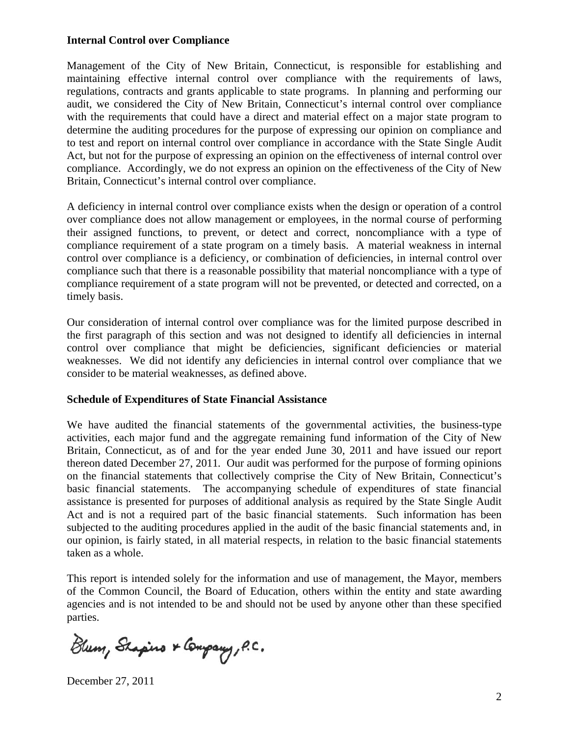**Internal Control over Compliance**

Management of the City of New Britain, Connecticut, is responsible for establishing and maintaining effective internal control over compliance with the requirements of laws, regulations, contracts and grants applicable to state programs. In planning and performing our audit, we considered the City of New Britain, Connecticut's internal control over compliance with the requirements that could have a direct and material effect on a major state program to determine the auditing procedures for the purpose of expressing our opinion on compliance and to test and report on internal control over compliance in accordance with the State Single Audit Act, but not for the purpose of expressing an opinion on the effectiveness of internal control over compliance. Accordingly, we do not express an opinion on the effectiveness of the City of New Britain, Connecticut's internal control over compliance.

A deficiency in internal control over compliance exists when the design or operation of a control over compliance does not allow management or employees, in the normal course of performing their assigned functions, to prevent, or detect and correct, noncompliance with a type of compliance requirement of a state program on a timely basis. A material weakness in internal control over compliance is a deficiency, or combination of deficiencies, in internal control over compliance such that there is a reasonable possibility that material noncompliance with a type of compliance requirement of a state program will not be prevented, or detected and corrected, on a timely basis.

Our consideration of internal control over compliance was for the limited purpose described in the first paragraph of this section and was not designed to identify all deficiencies in internal control over compliance that might be deficiencies, significant deficiencies or material weaknesses. We did not identify any deficiencies in internal control over compliance that we consider to be material weaknesses, as defined above.

**Schedule of Expenditures of State Financial Assistance**

We have audited the financial statements of the governmental activities, the business-type activities, each major fund and the aggregate remaining fund information of the City of New Britain, Connecticut, as of and for the year ended June 30, 2011 and have issued our report thereon dated December 27, 2011. Our audit was performed for the purpose of forming opinions on the financial statements that collectively comprise the City of New Britain, Connecticut's basic financial statements. The accompanying schedule of expenditures of state financial assistance is presented for purposes of additional analysis as required by the State Single Audit Act and is not a required part of the basic financial statements. Such information has been subjected to the auditing procedures applied in the audit of the basic financial statements and, in our opinion, is fairly stated, in all material respects, in relation to the basic financial statements taken as a whole.

This report is intended solely for the information and use of management, the Mayor, members of the Common Council, the Board of Education, others within the entity and state awarding agencies and is not intended to be and should not be used by anyone other than these specified parties.

Blum, Shapiro & Company, P.C.

December 27, 2011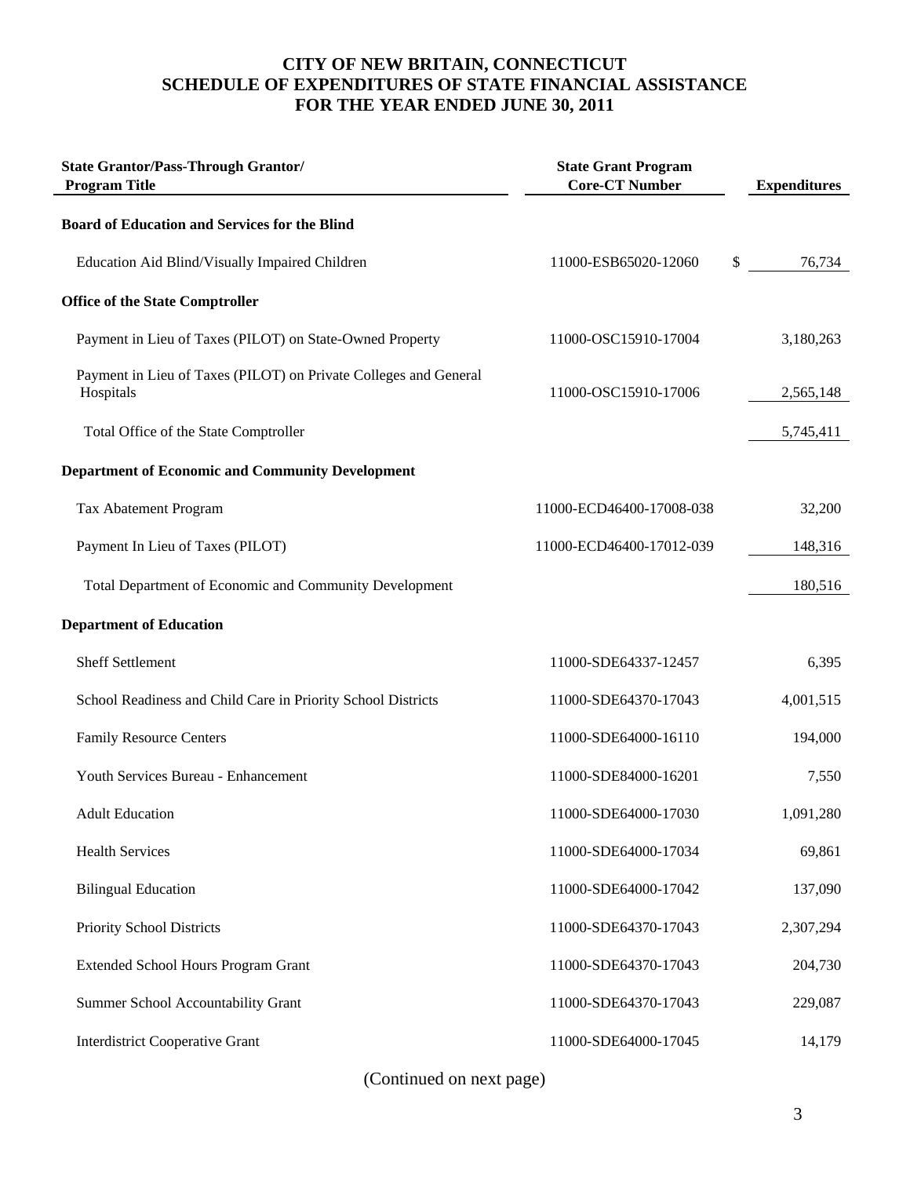# CITY OF NEW BRITAIN, CONNECTICUT
## SCHEDULE OF EXPENDITURES OF STATE FINANCIAL ASSISTANCE
## FOR THE YEAR ENDED JUNE 30, 2011

| State Grantor/Pass-Through Grantor/ Program Title | State Grant Program Core-CT Number | Expenditures |
|---|---|---|
| **Board of Education and Services for the Blind** | | |
| Education Aid Blind/Visually Impaired Children | 11000-ESB65020-12060 | $ 76,734 |
| **Office of the State Comptroller** | | |
| Payment in Lieu of Taxes (PILOT) on State-Owned Property | 11000-OSC15910-17004 | 3,180,263 |
| Payment in Lieu of Taxes (PILOT) on Private Colleges and General Hospitals | 11000-OSC15910-17006 | 2,565,148 |
| Total Office of the State Comptroller | | 5,745,411 |
| **Department of Economic and Community Development** | | |
| Tax Abatement Program | 11000-ECD46400-17008-038 | 32,200 |
| Payment In Lieu of Taxes (PILOT) | 11000-ECD46400-17012-039 | 148,316 |
| Total Department of Economic and Community Development | | 180,516 |
| **Department of Education** | | |
| Sheff Settlement | 11000-SDE64337-12457 | 6,395 |
| School Readiness and Child Care in Priority School Districts | 11000-SDE64370-17043 | 4,001,515 |
| Family Resource Centers | 11000-SDE64000-16110 | 194,000 |
| Youth Services Bureau - Enhancement | 11000-SDE84000-16201 | 7,550 |
| Adult Education | 11000-SDE64000-17030 | 1,091,280 |
| Health Services | 11000-SDE64000-17034 | 69,861 |
| Bilingual Education | 11000-SDE64000-17042 | 137,090 |
| Priority School Districts | 11000-SDE64370-17043 | 2,307,294 |
| Extended School Hours Program Grant | 11000-SDE64370-17043 | 204,730 |
| Summer School Accountability Grant | 11000-SDE64370-17043 | 229,087 |
| Interdistrict Cooperative Grant | 11000-SDE64000-17045 | 14,179 |

(Continued on next page)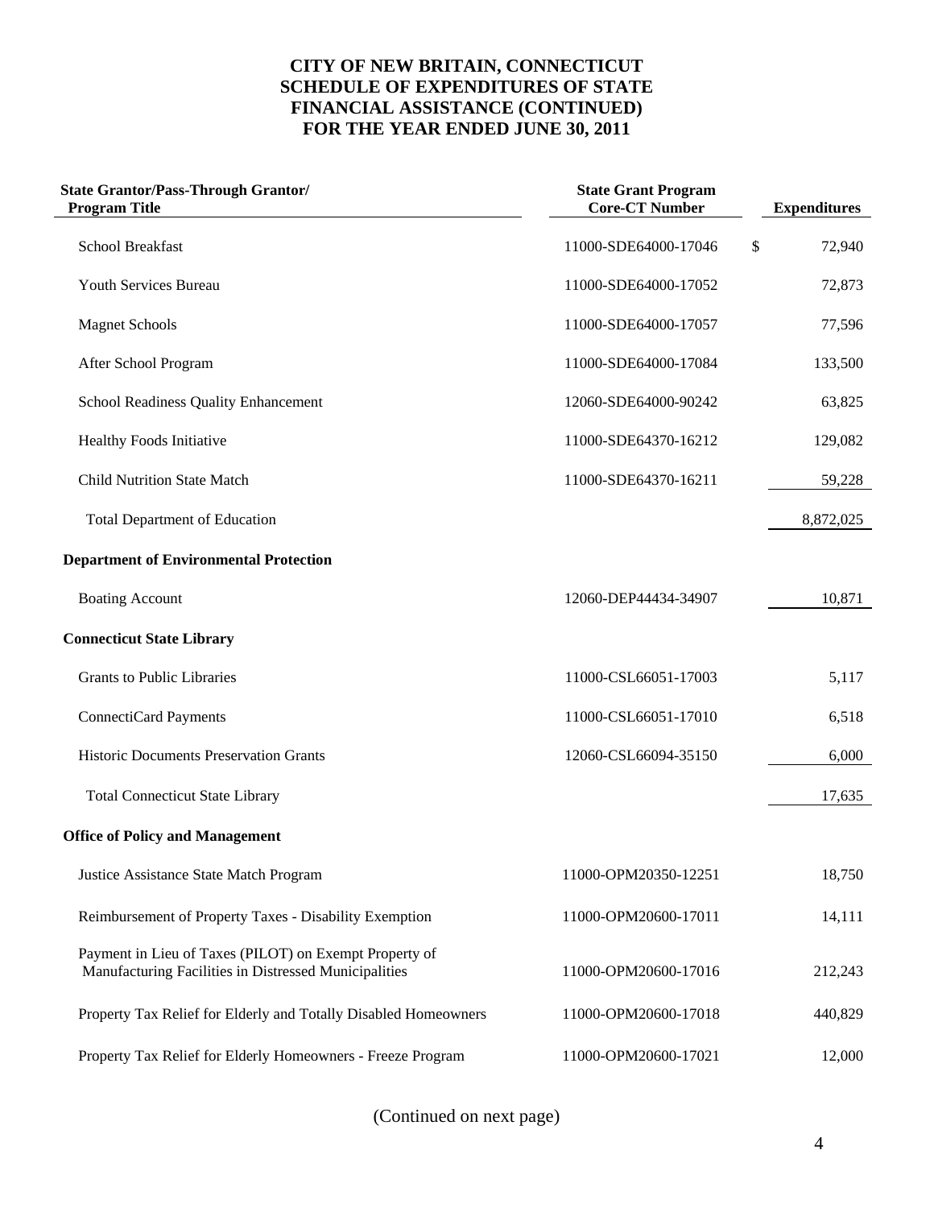# CITY OF NEW BRITAIN, CONNECTICUT
## SCHEDULE OF EXPENDITURES OF STATE FINANCIAL ASSISTANCE (CONTINUED)
## FOR THE YEAR ENDED JUNE 30, 2011

| State Grantor/Pass-Through Grantor/ Program Title | State Grant Program Core-CT Number | Expenditures |
|---|---|---|
| School Breakfast | 11000-SDE64000-17046 | $ 72,940 |
| Youth Services Bureau | 11000-SDE64000-17052 | 72,873 |
| Magnet Schools | 11000-SDE64000-17057 | 77,596 |
| After School Program | 11000-SDE64000-17084 | 133,500 |
| School Readiness Quality Enhancement | 12060-SDE64000-90242 | 63,825 |
| Healthy Foods Initiative | 11000-SDE64370-16212 | 129,082 |
| Child Nutrition State Match | 11000-SDE64370-16211 | 59,228 |
| Total Department of Education | | 8,872,025 |
| **Department of Environmental Protection** | | |
| Boating Account | 12060-DEP44434-34907 | 10,871 |
| **Connecticut State Library** | | |
| Grants to Public Libraries | 11000-CSL66051-17003 | 5,117 |
| ConnectiCard Payments | 11000-CSL66051-17010 | 6,518 |
| Historic Documents Preservation Grants | 12060-CSL66094-35150 | 6,000 |
| Total Connecticut State Library | | 17,635 |
| **Office of Policy and Management** | | |
| Justice Assistance State Match Program | 11000-OPM20350-12251 | 18,750 |
| Reimbursement of Property Taxes - Disability Exemption | 11000-OPM20600-17011 | 14,111 |
| Payment in Lieu of Taxes (PILOT) on Exempt Property of Manufacturing Facilities in Distressed Municipalities | 11000-OPM20600-17016 | 212,243 |
| Property Tax Relief for Elderly and Totally Disabled Homeowners | 11000-OPM20600-17018 | 440,829 |
| Property Tax Relief for Elderly Homeowners - Freeze Program | 11000-OPM20600-17021 | 12,000 |

(Continued on next page)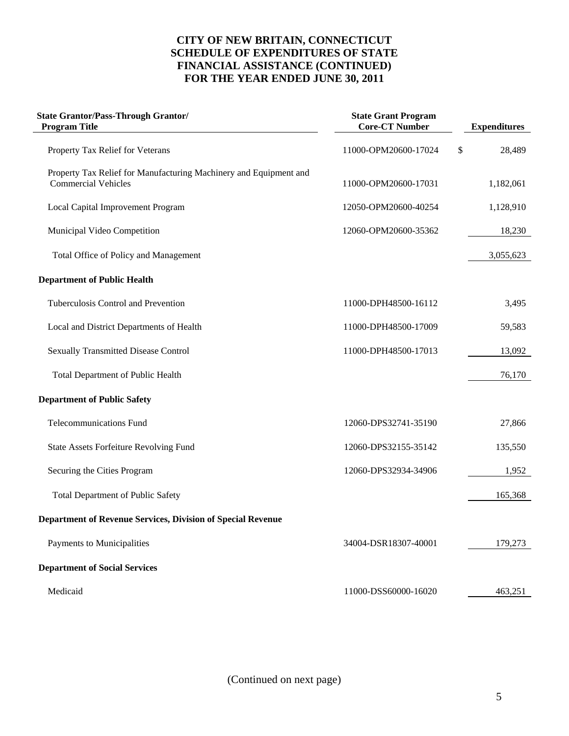# CITY OF NEW BRITAIN, CONNECTICUT
## SCHEDULE OF EXPENDITURES OF STATE FINANCIAL ASSISTANCE (CONTINUED)
## FOR THE YEAR ENDED JUNE 30, 2011

| State Grantor/Pass-Through Grantor/ Program Title | State Grant Program Core-CT Number | Expenditures |
|---|---|---|
| Property Tax Relief for Veterans | 11000-OPM20600-17024 | $ 28,489 |
| Property Tax Relief for Manufacturing Machinery and Equipment and Commercial Vehicles | 11000-OPM20600-17031 | 1,182,061 |
| Local Capital Improvement Program | 12050-OPM20600-40254 | 1,128,910 |
| Municipal Video Competition | 12060-OPM20600-35362 | 18,230 |
| Total Office of Policy and Management | | 3,055,623 |
| **Department of Public Health** | | |
| Tuberculosis Control and Prevention | 11000-DPH48500-16112 | 3,495 |
| Local and District Departments of Health | 11000-DPH48500-17009 | 59,583 |
| Sexually Transmitted Disease Control | 11000-DPH48500-17013 | 13,092 |
| Total Department of Public Health | | 76,170 |
| **Department of Public Safety** | | |
| Telecommunications Fund | 12060-DPS32741-35190 | 27,866 |
| State Assets Forfeiture Revolving Fund | 12060-DPS32155-35142 | 135,550 |
| Securing the Cities Program | 12060-DPS32934-34906 | 1,952 |
| Total Department of Public Safety | | 165,368 |
| **Department of Revenue Services, Division of Special Revenue** | | |
| Payments to Municipalities | 34004-DSR18307-40001 | 179,273 |
| **Department of Social Services** | | |
| Medicaid | 11000-DSS60000-16020 | 463,251 |

(Continued on next page)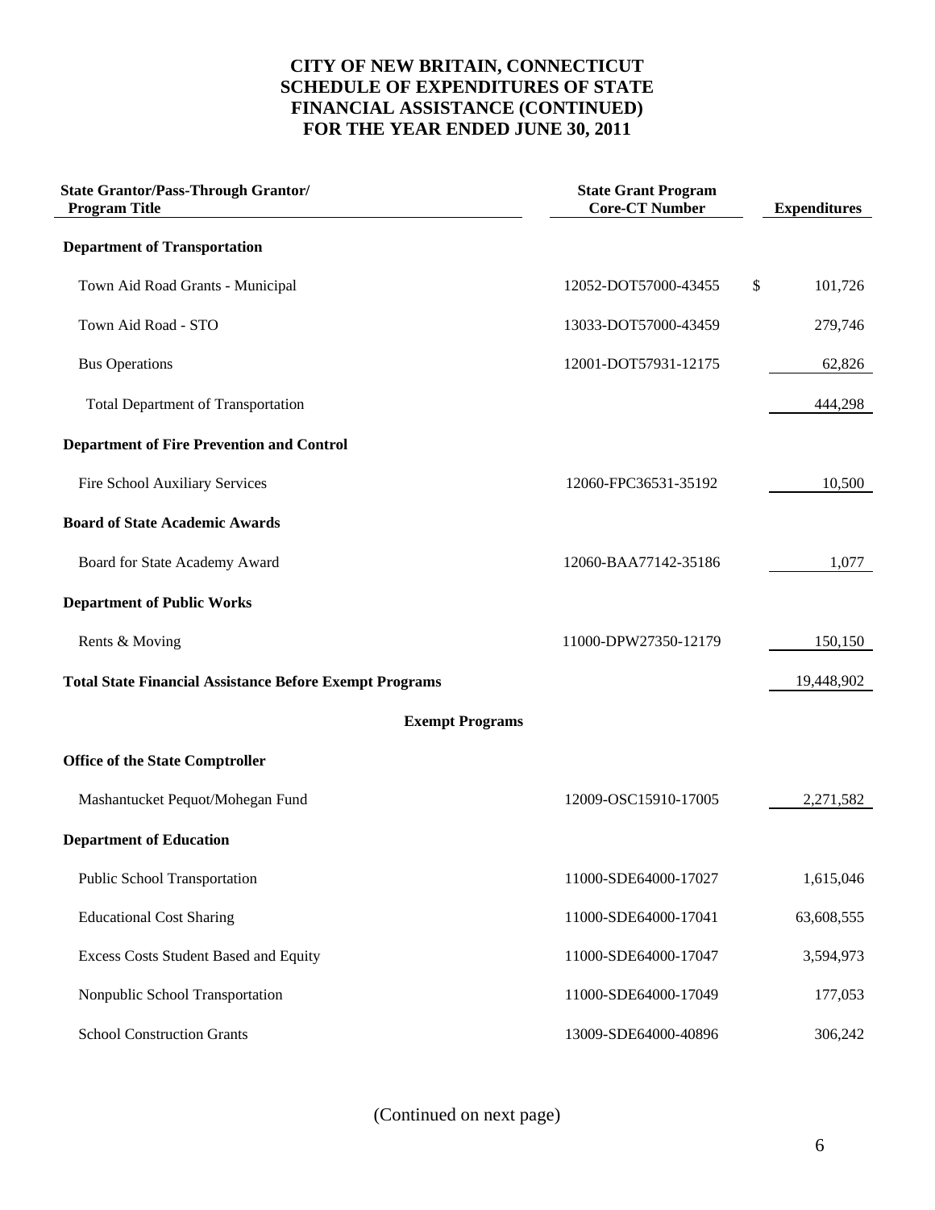# CITY OF NEW BRITAIN, CONNECTICUT
## SCHEDULE OF EXPENDITURES OF STATE FINANCIAL ASSISTANCE (CONTINUED)
## FOR THE YEAR ENDED JUNE 30, 2011

| State Grantor/Pass-Through Grantor/ Program Title | State Grant Program Core-CT Number | Expenditures |
|---|---|---|
| **Department of Transportation** | | |
| Town Aid Road Grants - Municipal | 12052-DOT57000-43455 | $ 101,726 |
| Town Aid Road - STO | 13033-DOT57000-43459 | 279,746 |
| Bus Operations | 12001-DOT57931-12175 | 62,826 |
| Total Department of Transportation | | 444,298 |
| **Department of Fire Prevention and Control** | | |
| Fire School Auxiliary Services | 12060-FPC36531-35192 | 10,500 |
| **Board of State Academic Awards** | | |
| Board for State Academy Award | 12060-BAA77142-35186 | 1,077 |
| **Department of Public Works** | | |
| Rents & Moving | 11000-DPW27350-12179 | 150,150 |
| **Total State Financial Assistance Before Exempt Programs** | | 19,448,902 |
| **Exempt Programs** | | |
| **Office of the State Comptroller** | | |
| Mashantucket Pequot/Mohegan Fund | 12009-OSC15910-17005 | 2,271,582 |
| **Department of Education** | | |
| Public School Transportation | 11000-SDE64000-17027 | 1,615,046 |
| Educational Cost Sharing | 11000-SDE64000-17041 | 63,608,555 |
| Excess Costs Student Based and Equity | 11000-SDE64000-17047 | 3,594,973 |
| Nonpublic School Transportation | 11000-SDE64000-17049 | 177,053 |
| School Construction Grants | 13009-SDE64000-40896 | 306,242 |

(Continued on next page)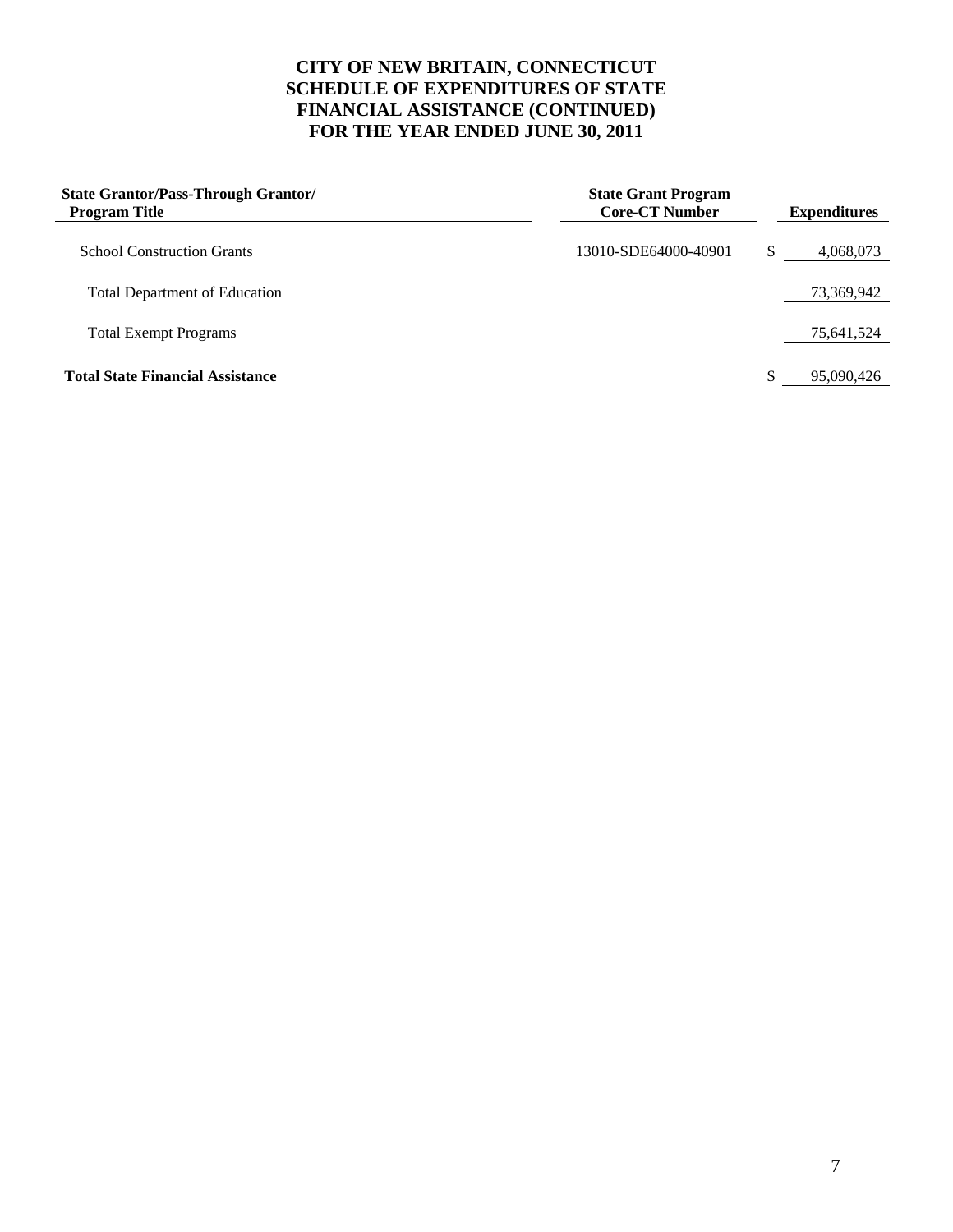# CITY OF NEW BRITAIN, CONNECTICUT
# SCHEDULE OF EXPENDITURES OF STATE FINANCIAL ASSISTANCE (CONTINUED)
# FOR THE YEAR ENDED JUNE 30, 2011

| State Grantor/Pass-Through Grantor/ Program Title | State Grant Program Core-CT Number | Expenditures |
|---|---|---|
| School Construction Grants | 13010-SDE64000-40901 | $ 4,068,073 |
| Total Department of Education | | 73,369,942 |
| Total Exempt Programs | | 75,641,524 |
| **Total State Financial Assistance** | | $ 95,090,426 |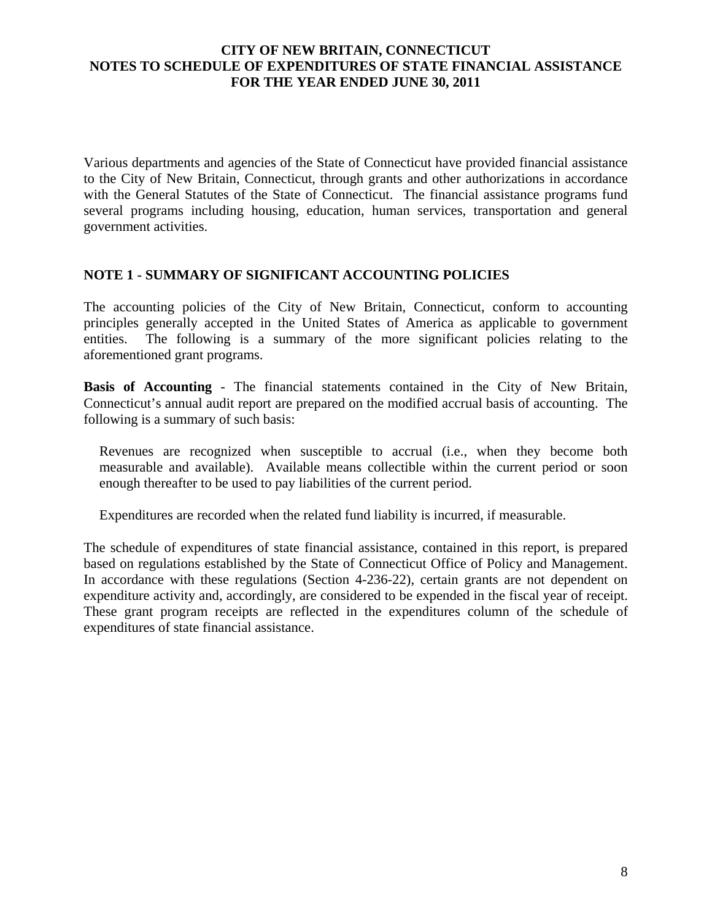# CITY OF NEW BRITAIN, CONNECTICUT
## NOTES TO SCHEDULE OF EXPENDITURES OF STATE FINANCIAL ASSISTANCE
## FOR THE YEAR ENDED JUNE 30, 2011

Various departments and agencies of the State of Connecticut have provided financial assistance to the City of New Britain, Connecticut, through grants and other authorizations in accordance with the General Statutes of the State of Connecticut. The financial assistance programs fund several programs including housing, education, human services, transportation and general government activities.

## NOTE 1 - SUMMARY OF SIGNIFICANT ACCOUNTING POLICIES

The accounting policies of the City of New Britain, Connecticut, conform to accounting principles generally accepted in the United States of America as applicable to government entities. The following is a summary of the more significant policies relating to the aforementioned grant programs.

**Basis of Accounting** - The financial statements contained in the City of New Britain, Connecticut's annual audit report are prepared on the modified accrual basis of accounting. The following is a summary of such basis:

Revenues are recognized when susceptible to accrual (i.e., when they become both measurable and available). Available means collectible within the current period or soon enough thereafter to be used to pay liabilities of the current period.

Expenditures are recorded when the related fund liability is incurred, if measurable.

The schedule of expenditures of state financial assistance, contained in this report, is prepared based on regulations established by the State of Connecticut Office of Policy and Management. In accordance with these regulations (Section 4-236-22), certain grants are not dependent on expenditure activity and, accordingly, are considered to be expended in the fiscal year of receipt. These grant program receipts are reflected in the expenditures column of the schedule of expenditures of state financial assistance.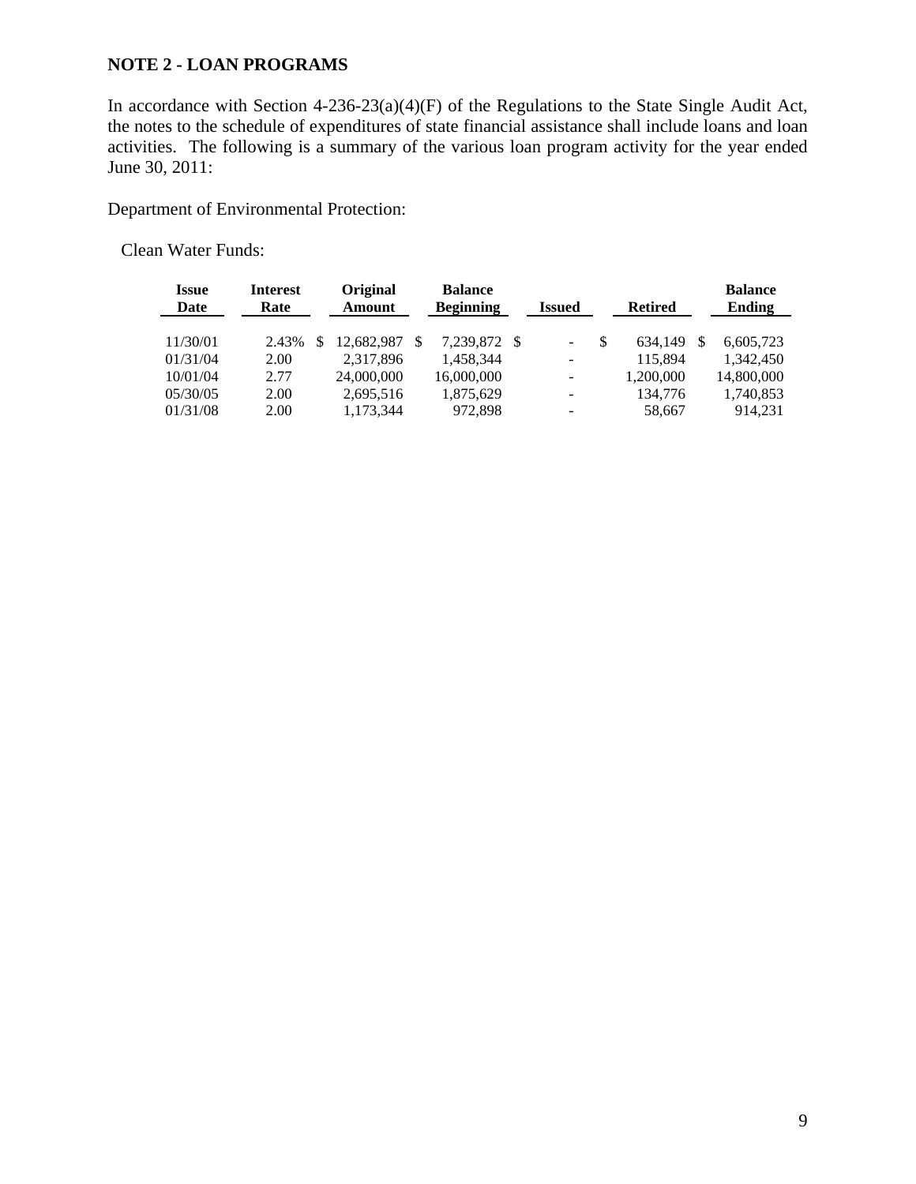**NOTE 2 - LOAN PROGRAMS**

In accordance with Section 4-236-23(a)(4)(F) of the Regulations to the State Single Audit Act, the notes to the schedule of expenditures of state financial assistance shall include loans and loan activities. The following is a summary of the various loan program activity for the year ended June 30, 2011:

Department of Environmental Protection:

Clean Water Funds:

| Issue Date | Interest Rate | Original Amount | Balance Beginning | Issued | Retired | Balance Ending |
|---|---|---|---|---|---|---|
| 11/30/01 | 2.43% | $ 12,682,987 | $ 7,239,872 | $ - | $ 634,149 | $ 6,605,723 |
| 01/31/04 | 2.00 | 2,317,896 | 1,458,344 | - | 115,894 | 1,342,450 |
| 10/01/04 | 2.77 | 24,000,000 | 16,000,000 | - | 1,200,000 | 14,800,000 |
| 05/30/05 | 2.00 | 2,695,516 | 1,875,629 | - | 134,776 | 1,740,853 |
| 01/31/08 | 2.00 | 1,173,344 | 972,898 | - | 58,667 | 914,231 |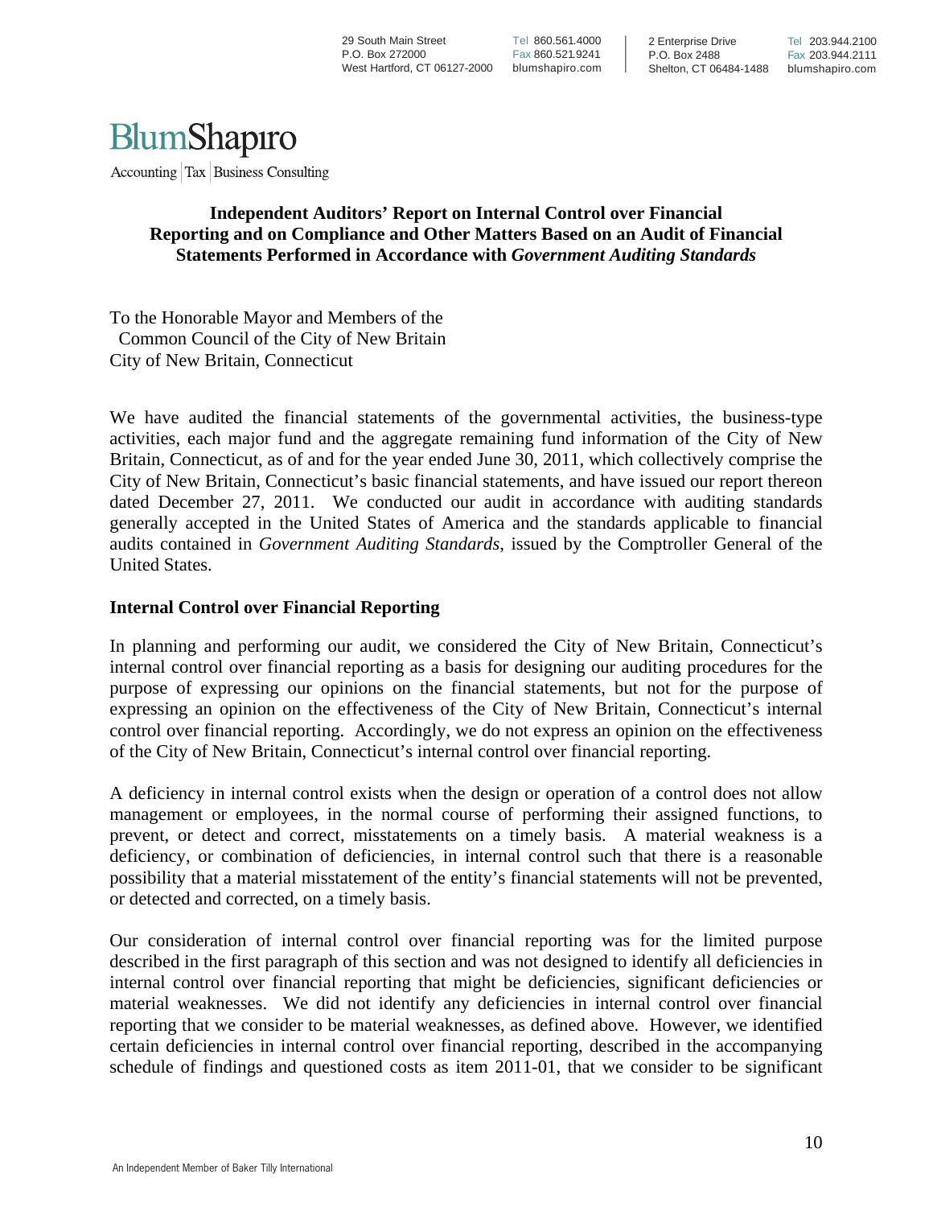29 South Main Street
P.O. Box 272000
West Hartford, CT 06127-2000

Tel 860.561.4000
Fax 860.521.9241
blumshapiro.com

2 Enterprise Drive
P.O. Box 2488
Shelton, CT 06484-1488

Tel 203.944.2100
Fax 203.944.2111
blumshapiro.com

BlumShapiro

Accounting | Tax | Business Consulting

## Independent Auditors' Report on Internal Control over Financial Reporting and on Compliance and Other Matters Based on an Audit of Financial Statements Performed in Accordance with *Government Auditing Standards*

To the Honorable Mayor and Members of the
Common Council of the City of New Britain
City of New Britain, Connecticut

We have audited the financial statements of the governmental activities, the business-type activities, each major fund and the aggregate remaining fund information of the City of New Britain, Connecticut, as of and for the year ended June 30, 2011, which collectively comprise the City of New Britain, Connecticut's basic financial statements, and have issued our report thereon dated December 27, 2011. We conducted our audit in accordance with auditing standards generally accepted in the United States of America and the standards applicable to financial audits contained in *Government Auditing Standards*, issued by the Comptroller General of the United States.

### Internal Control over Financial Reporting

In planning and performing our audit, we considered the City of New Britain, Connecticut's internal control over financial reporting as a basis for designing our auditing procedures for the purpose of expressing our opinions on the financial statements, but not for the purpose of expressing an opinion on the effectiveness of the City of New Britain, Connecticut's internal control over financial reporting. Accordingly, we do not express an opinion on the effectiveness of the City of New Britain, Connecticut's internal control over financial reporting.

A deficiency in internal control exists when the design or operation of a control does not allow management or employees, in the normal course of performing their assigned functions, to prevent, or detect and correct, misstatements on a timely basis. A material weakness is a deficiency, or combination of deficiencies, in internal control such that there is a reasonable possibility that a material misstatement of the entity's financial statements will not be prevented, or detected and corrected, on a timely basis.

Our consideration of internal control over financial reporting was for the limited purpose described in the first paragraph of this section and was not designed to identify all deficiencies in internal control over financial reporting that might be deficiencies, significant deficiencies or material weaknesses. We did not identify any deficiencies in internal control over financial reporting that we consider to be material weaknesses, as defined above. However, we identified certain deficiencies in internal control over financial reporting, described in the accompanying schedule of findings and questioned costs as item 2011-01, that we consider to be significant

An Independent Member of Baker Tilly International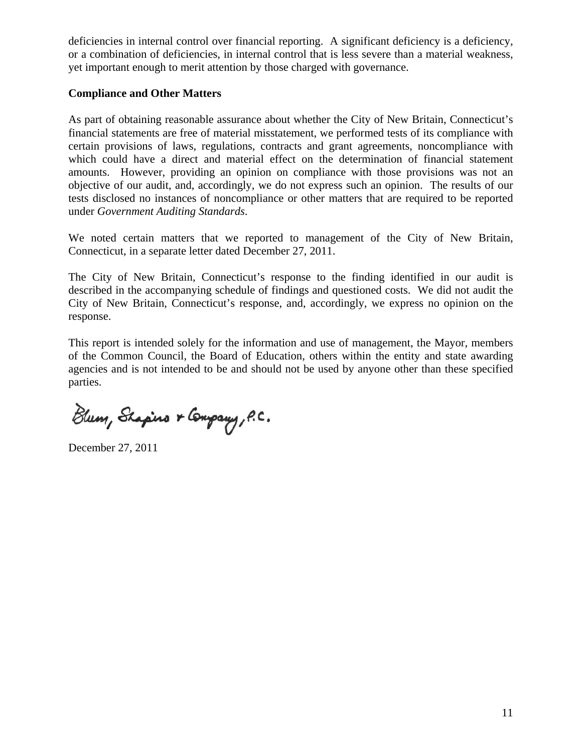deficiencies in internal control over financial reporting. A significant deficiency is a deficiency, or a combination of deficiencies, in internal control that is less severe than a material weakness, yet important enough to merit attention by those charged with governance.

**Compliance and Other Matters**

As part of obtaining reasonable assurance about whether the City of New Britain, Connecticut's financial statements are free of material misstatement, we performed tests of its compliance with certain provisions of laws, regulations, contracts and grant agreements, noncompliance with which could have a direct and material effect on the determination of financial statement amounts. However, providing an opinion on compliance with those provisions was not an objective of our audit, and, accordingly, we do not express such an opinion. The results of our tests disclosed no instances of noncompliance or other matters that are required to be reported under *Government Auditing Standards*.

We noted certain matters that we reported to management of the City of New Britain, Connecticut, in a separate letter dated December 27, 2011.

The City of New Britain, Connecticut's response to the finding identified in our audit is described in the accompanying schedule of findings and questioned costs. We did not audit the City of New Britain, Connecticut's response, and, accordingly, we express no opinion on the response.

This report is intended solely for the information and use of management, the Mayor, members of the Common Council, the Board of Education, others within the entity and state awarding agencies and is not intended to be and should not be used by anyone other than these specified parties.

Blum, Shapiro & Company, P.C.

December 27, 2011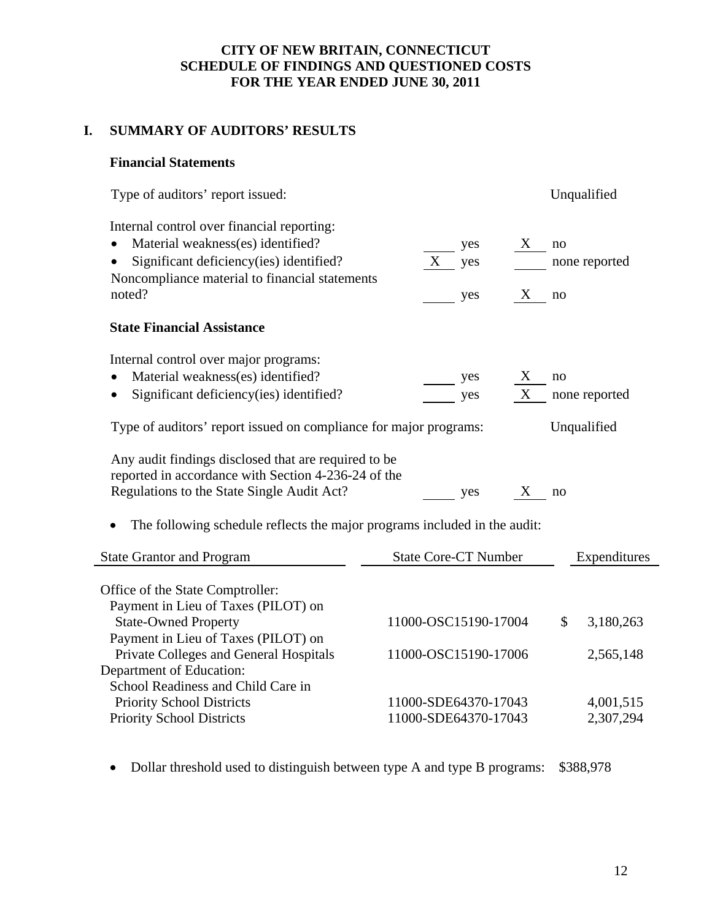# CITY OF NEW BRITAIN, CONNECTICUT
## SCHEDULE OF FINDINGS AND QUESTIONED COSTS
## FOR THE YEAR ENDED JUNE 30, 2011

## I. SUMMARY OF AUDITORS' RESULTS

### Financial Statements

Type of auditors' report issued: Unqualified

Internal control over financial reporting:

- Material weakness(es) identified? ____ yes __X__ no
- Significant deficiency(ies) identified? __X__ yes ____ none reported

Noncompliance material to financial statements noted? ____ yes __X__ no

### State Financial Assistance

Internal control over major programs:

- Material weakness(es) identified? ____ yes __X__ no
- Significant deficiency(ies) identified? ____ yes __X__ none reported

Type of auditors' report issued on compliance for major programs: Unqualified

Any audit findings disclosed that are required to be reported in accordance with Section 4-236-24 of the Regulations to the State Single Audit Act? ____ yes __X__ no

- The following schedule reflects the major programs included in the audit:

| State Grantor and Program | State Core-CT Number | Expenditures |
|---|---|---|
| Office of the State Comptroller: | | |
| Payment in Lieu of Taxes (PILOT) on State-Owned Property | 11000-OSC15190-17004 | $ 3,180,263 |
| Payment in Lieu of Taxes (PILOT) on Private Colleges and General Hospitals | 11000-OSC15190-17006 | 2,565,148 |
| Department of Education: | | |
| School Readiness and Child Care in Priority School Districts | 11000-SDE64370-17043 | 4,001,515 |
| Priority School Districts | 11000-SDE64370-17043 | 2,307,294 |

- Dollar threshold used to distinguish between type A and type B programs: $388,978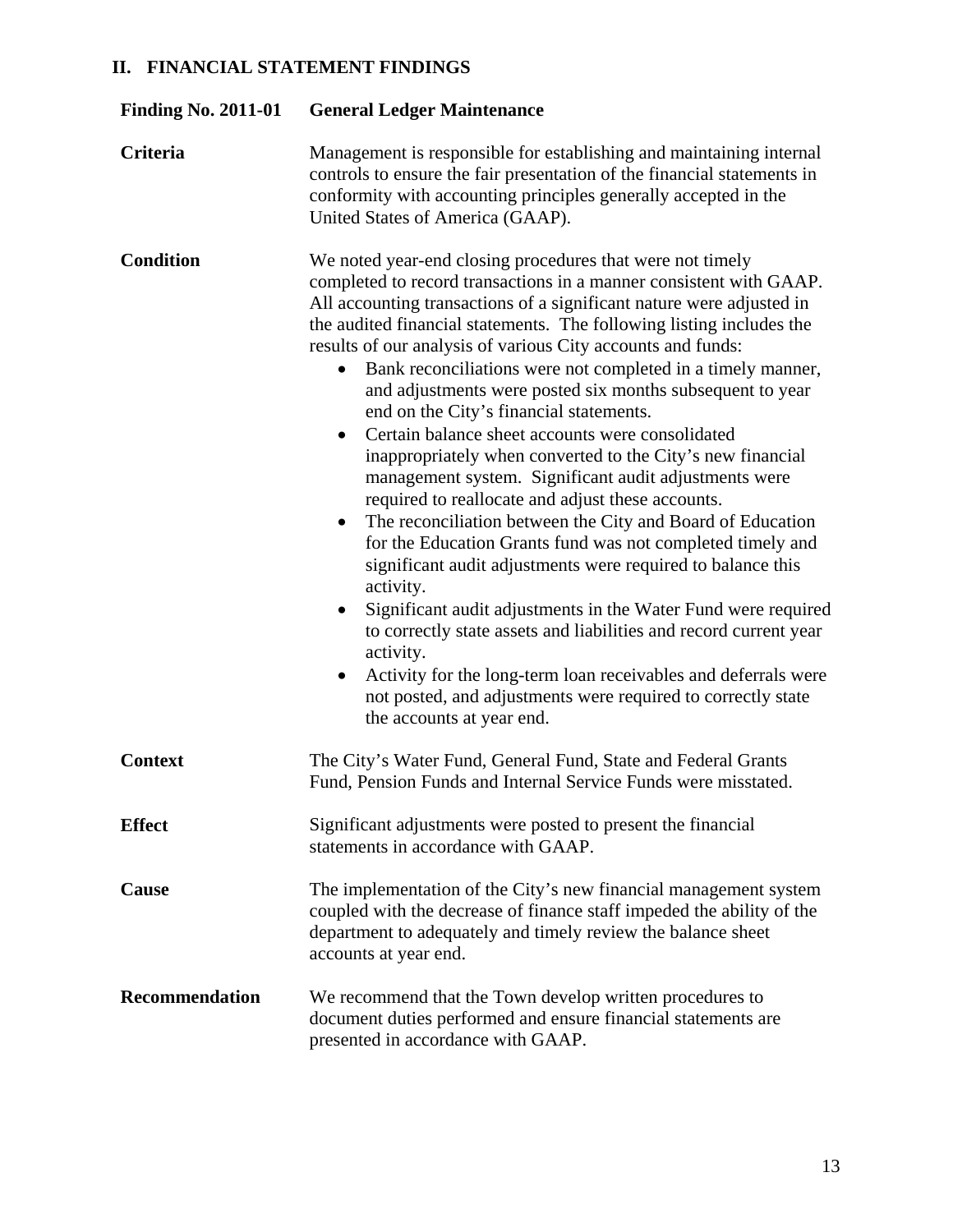## II. FINANCIAL STATEMENT FINDINGS

**Finding No. 2011-01 General Ledger Maintenance**

**Criteria**

Management is responsible for establishing and maintaining internal controls to ensure the fair presentation of the financial statements in conformity with accounting principles generally accepted in the United States of America (GAAP).

**Condition**

We noted year-end closing procedures that were not timely completed to record transactions in a manner consistent with GAAP. All accounting transactions of a significant nature were adjusted in the audited financial statements. The following listing includes the results of our analysis of various City accounts and funds:

- Bank reconciliations were not completed in a timely manner, and adjustments were posted six months subsequent to year end on the City's financial statements.
- Certain balance sheet accounts were consolidated inappropriately when converted to the City's new financial management system. Significant audit adjustments were required to reallocate and adjust these accounts.
- The reconciliation between the City and Board of Education for the Education Grants fund was not completed timely and significant audit adjustments were required to balance this activity.
- Significant audit adjustments in the Water Fund were required to correctly state assets and liabilities and record current year activity.
- Activity for the long-term loan receivables and deferrals were not posted, and adjustments were required to correctly state the accounts at year end.

**Context**

The City's Water Fund, General Fund, State and Federal Grants Fund, Pension Funds and Internal Service Funds were misstated.

**Effect**

Significant adjustments were posted to present the financial statements in accordance with GAAP.

**Cause**

The implementation of the City's new financial management system coupled with the decrease of finance staff impeded the ability of the department to adequately and timely review the balance sheet accounts at year end.

**Recommendation**

We recommend that the Town develop written procedures to document duties performed and ensure financial statements are presented in accordance with GAAP.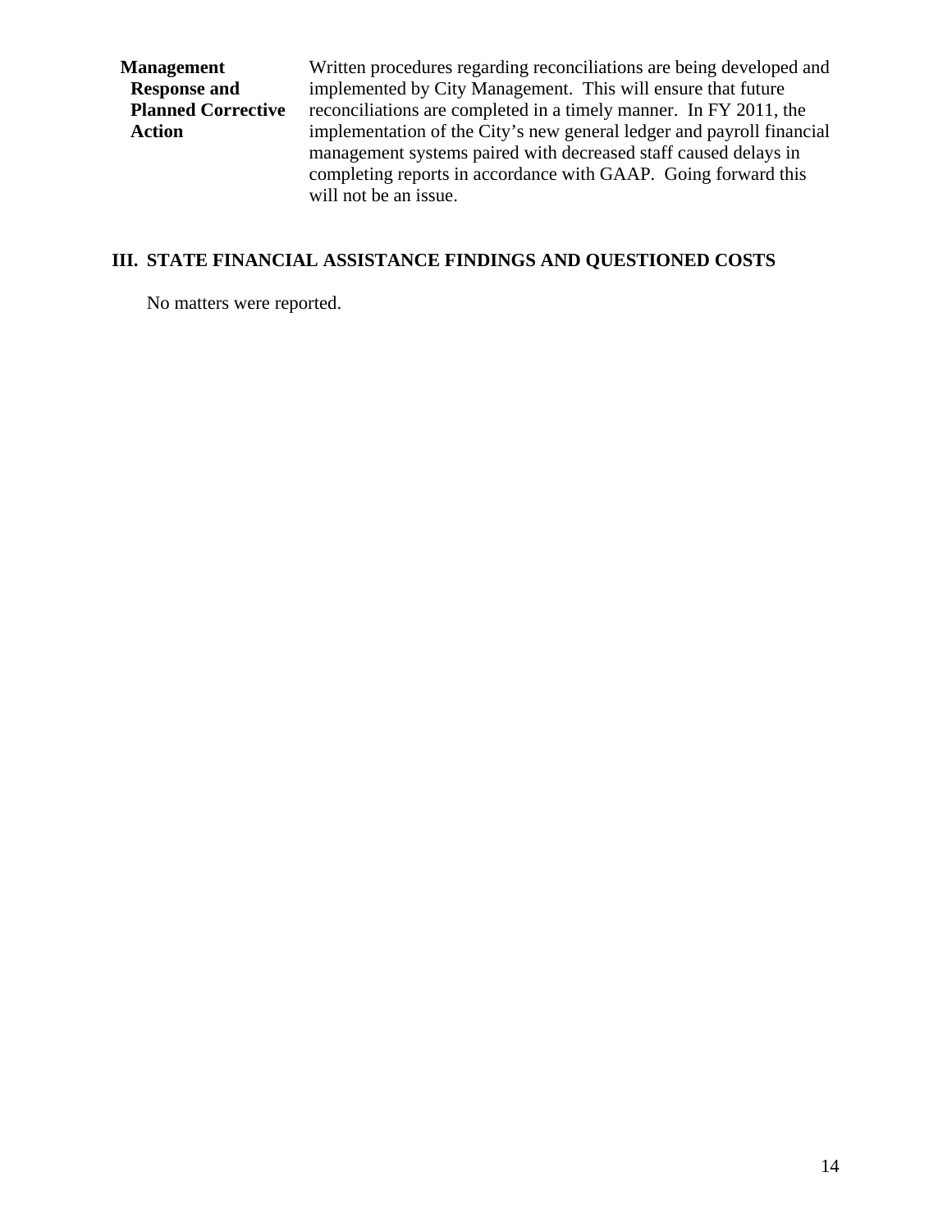**Management Response and Planned Corrective Action**

Written procedures regarding reconciliations are being developed and implemented by City Management. This will ensure that future reconciliations are completed in a timely manner. In FY 2011, the implementation of the City's new general ledger and payroll financial management systems paired with decreased staff caused delays in completing reports in accordance with GAAP. Going forward this will not be an issue.

## III. STATE FINANCIAL ASSISTANCE FINDINGS AND QUESTIONED COSTS

No matters were reported.